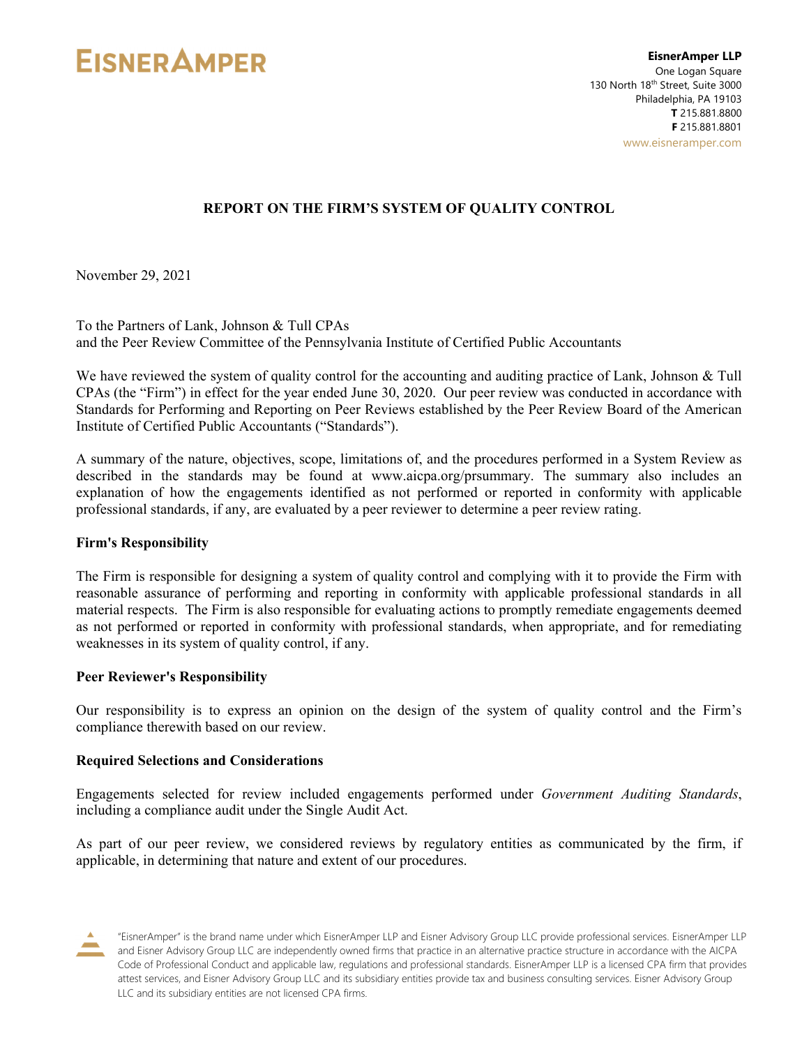**EisnerAmper LLP**
One Logan Square
130 North 18th Street, Suite 3000
Philadelphia, PA 19103
**T** 215.881.8800
**F** 215.881.8801
www.eisneramper.com

## REPORT ON THE FIRM'S SYSTEM OF QUALITY CONTROL

November 29, 2021

To the Partners of Lank, Johnson & Tull CPAs
and the Peer Review Committee of the Pennsylvania Institute of Certified Public Accountants

We have reviewed the system of quality control for the accounting and auditing practice of Lank, Johnson & Tull CPAs (the "Firm") in effect for the year ended June 30, 2020. Our peer review was conducted in accordance with Standards for Performing and Reporting on Peer Reviews established by the Peer Review Board of the American Institute of Certified Public Accountants ("Standards").

A summary of the nature, objectives, scope, limitations of, and the procedures performed in a System Review as described in the standards may be found at www.aicpa.org/prsummary. The summary also includes an explanation of how the engagements identified as not performed or reported in conformity with applicable professional standards, if any, are evaluated by a peer reviewer to determine a peer review rating.

### Firm's Responsibility

The Firm is responsible for designing a system of quality control and complying with it to provide the Firm with reasonable assurance of performing and reporting in conformity with applicable professional standards in all material respects. The Firm is also responsible for evaluating actions to promptly remediate engagements deemed as not performed or reported in conformity with professional standards, when appropriate, and for remediating weaknesses in its system of quality control, if any.

### Peer Reviewer's Responsibility

Our responsibility is to express an opinion on the design of the system of quality control and the Firm's compliance therewith based on our review.

### Required Selections and Considerations

Engagements selected for review included engagements performed under *Government Auditing Standards*, including a compliance audit under the Single Audit Act.

As part of our peer review, we considered reviews by regulatory entities as communicated by the firm, if applicable, in determining that nature and extent of our procedures.

"EisnerAmper" is the brand name under which EisnerAmper LLP and Eisner Advisory Group LLC provide professional services. EisnerAmper LLP and Eisner Advisory Group LLC are independently owned firms that practice in an alternative practice structure in accordance with the AICPA Code of Professional Conduct and applicable law, regulations and professional standards. EisnerAmper LLP is a licensed CPA firm that provides attest services, and Eisner Advisory Group LLC and its subsidiary entities provide tax and business consulting services. Eisner Advisory Group LLC and its subsidiary entities are not licensed CPA firms.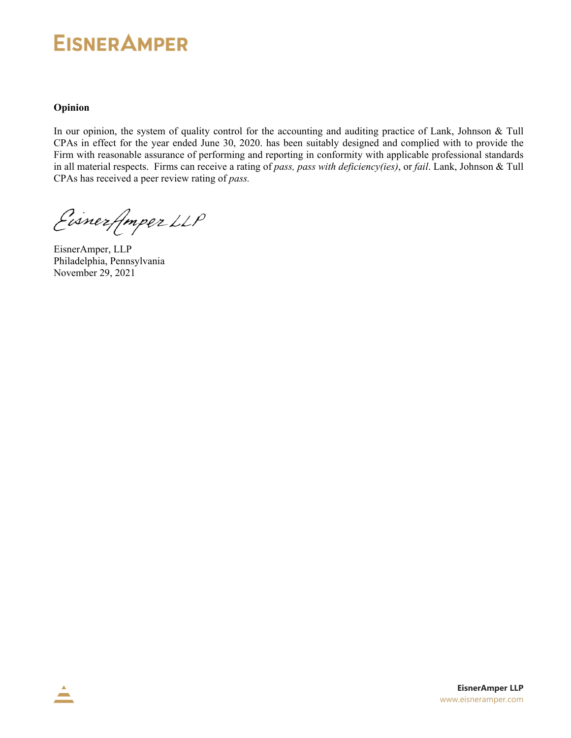**Opinion**

In our opinion, the system of quality control for the accounting and auditing practice of Lank, Johnson & Tull CPAs in effect for the year ended June 30, 2020. has been suitably designed and complied with to provide the Firm with reasonable assurance of performing and reporting in conformity with applicable professional standards in all material respects. Firms can receive a rating of *pass, pass with deficiency(ies)*, or *fail*. Lank, Johnson & Tull CPAs has received a peer review rating of *pass.*

EisnerAmper LLP

EisnerAmper, LLP
Philadelphia, Pennsylvania
November 29, 2021